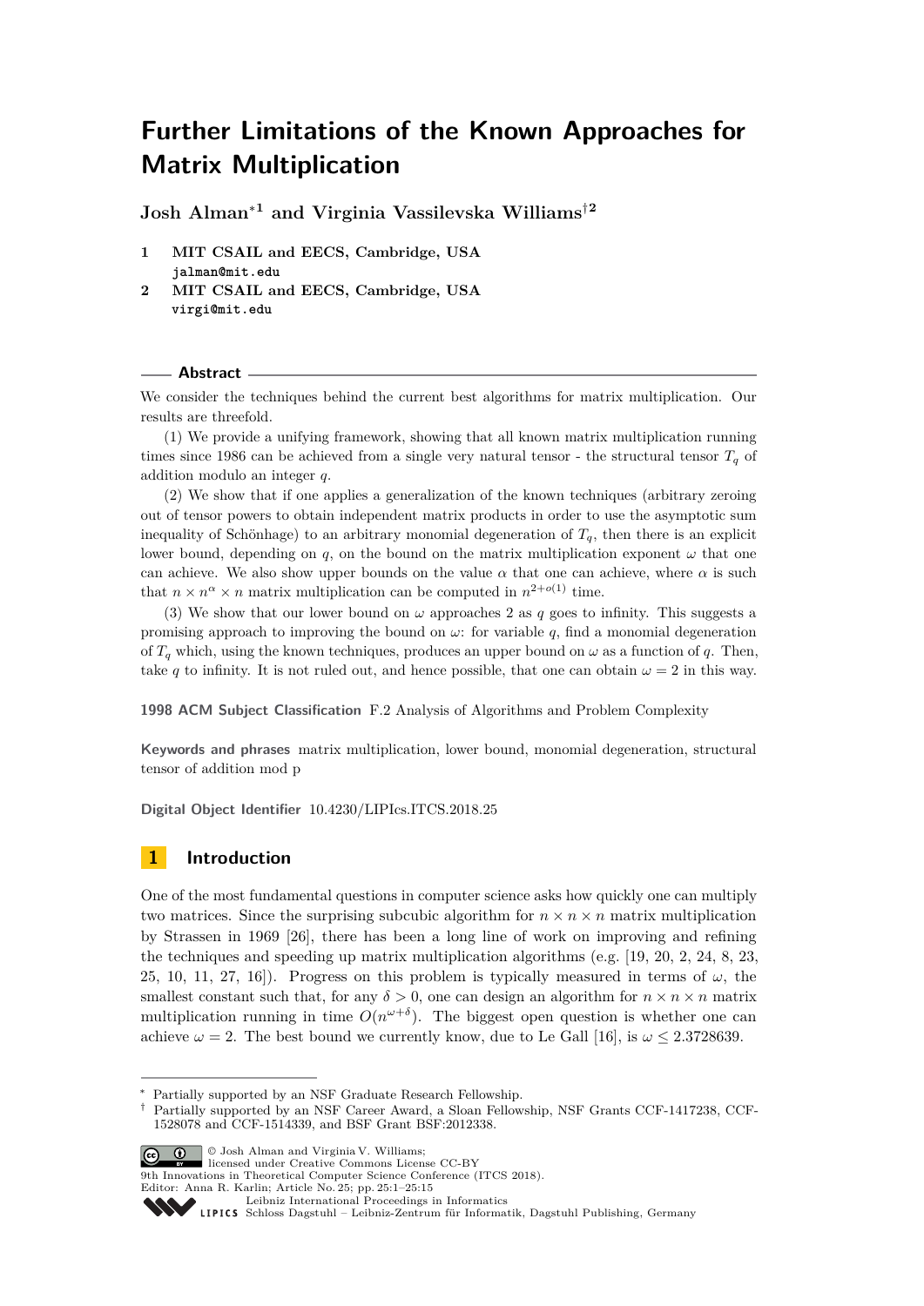# Further Limitations of the Known Approaches for Matrix Multiplication

**Josh Alman**[*1] **and Virginia Vassilevska Williams**[†2]

1 **MIT CSAIL and EECS, Cambridge, USA**
`jalman@mit.edu`

2 **MIT CSAIL and EECS, Cambridge, USA**
`virgi@mit.edu`

## Abstract

We consider the techniques behind the current best algorithms for matrix multiplication. Our results are threefold.

(1) We provide a unifying framework, showing that all known matrix multiplication running times since 1986 can be achieved from a single very natural tensor - the structural tensor $T_q$ of addition modulo an integer $q$.

(2) We show that if one applies a generalization of the known techniques (arbitrary zeroing out of tensor powers to obtain independent matrix products in order to use the asymptotic sum inequality of Schönhage) to an arbitrary monomial degeneration of $T_q$, then there is an explicit lower bound, depending on $q$, on the bound on the matrix multiplication exponent $\omega$ that one can achieve. We also show upper bounds on the value $\alpha$ that one can achieve, where $\alpha$ is such that $n \times n^\alpha \times n$ matrix multiplication can be computed in $n^{2+o(1)}$ time.

(3) We show that our lower bound on $\omega$ approaches 2 as $q$ goes to infinity. This suggests a promising approach to improving the bound on $\omega$: for variable $q$, find a monomial degeneration of $T_q$ which, using the known techniques, produces an upper bound on $\omega$ as a function of $q$. Then, take $q$ to infinity. It is not ruled out, and hence possible, that one can obtain $\omega = 2$ in this way.

**1998 ACM Subject Classification** F.2 Analysis of Algorithms and Problem Complexity

**Keywords and phrases** matrix multiplication, lower bound, monomial degeneration, structural tensor of addition mod p

**Digital Object Identifier** 10.4230/LIPIcs.ITCS.2018.25

## 1 Introduction

One of the most fundamental questions in computer science asks how quickly one can multiply two matrices. Since the surprising subcubic algorithm for $n \times n \times n$ matrix multiplication by Strassen in 1969 [26], there has been a long line of work on improving and refining the techniques and speeding up matrix multiplication algorithms (e.g. [19, 20, 2, 24, 8, 23, 25, 10, 11, 27, 16]). Progress on this problem is typically measured in terms of $\omega$, the smallest constant such that, for any $\delta > 0$, one can design an algorithm for $n \times n \times n$ matrix multiplication running in time $O(n^{\omega+\delta})$. The biggest open question is whether one can achieve $\omega = 2$. The best bound we currently know, due to Le Gall [16], is $\omega \leq 2.3728639$.

---

[*] Partially supported by an NSF Graduate Research Fellowship.

[†] Partially supported by an NSF Career Award, a Sloan Fellowship, NSF Grants CCF-1417238, CCF-1528078 and CCF-1514339, and BSF Grant BSF:2012338.

© Josh Alman and Virginia V. Williams;
licensed under Creative Commons License CC-BY
9th Innovations in Theoretical Computer Science Conference (ITCS 2018).
Editor: Anna R. Karlin; Article No. 25; pp. 25:1–25:15
Leibniz International Proceedings in Informatics
Schloss Dagstuhl – Leibniz-Zentrum für Informatik, Dagstuhl Publishing, Germany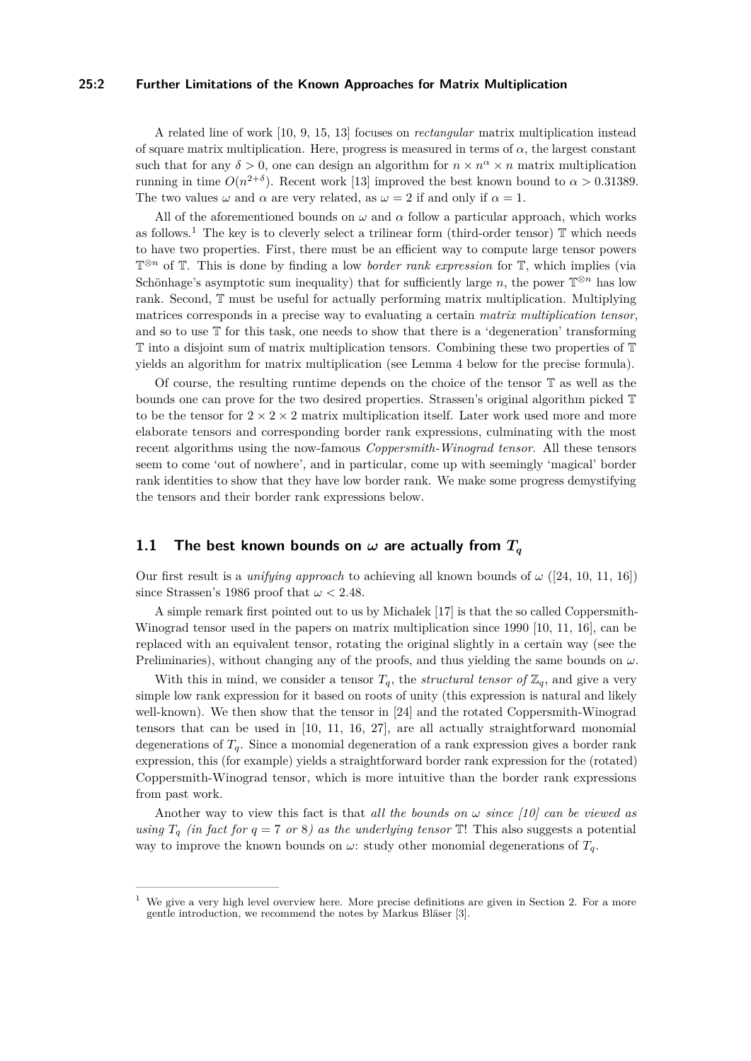A related line of work [10, 9, 15, 13] focuses on *rectangular* matrix multiplication instead of square matrix multiplication. Here, progress is measured in terms of $\alpha$, the largest constant such that for any $\delta > 0$, one can design an algorithm for $n \times n^{\alpha} \times n$ matrix multiplication running in time $O(n^{2+\delta})$. Recent work [13] improved the best known bound to $\alpha > 0.31389$. The two values $\omega$ and $\alpha$ are very related, as $\omega = 2$ if and only if $\alpha = 1$.

All of the aforementioned bounds on $\omega$ and $\alpha$ follow a particular approach, which works as follows.[1] The key is to cleverly select a trilinear form (third-order tensor) $\mathbb{T}$ which needs to have two properties. First, there must be an efficient way to compute large tensor powers $\mathbb{T}^{\otimes n}$ of $\mathbb{T}$. This is done by finding a low *border rank expression* for $\mathbb{T}$, which implies (via Schönhage's asymptotic sum inequality) that for sufficiently large $n$, the power $\mathbb{T}^{\otimes n}$ has low rank. Second, $\mathbb{T}$ must be useful for actually performing matrix multiplication. Multiplying matrices corresponds in a precise way to evaluating a certain *matrix multiplication tensor*, and so to use $\mathbb{T}$ for this task, one needs to show that there is a 'degeneration' transforming $\mathbb{T}$ into a disjoint sum of matrix multiplication tensors. Combining these two properties of $\mathbb{T}$ yields an algorithm for matrix multiplication (see Lemma 4 below for the precise formula).

Of course, the resulting runtime depends on the choice of the tensor $\mathbb{T}$ as well as the bounds one can prove for the two desired properties. Strassen's original algorithm picked $\mathbb{T}$ to be the tensor for $2 \times 2 \times 2$ matrix multiplication itself. Later work used more and more elaborate tensors and corresponding border rank expressions, culminating with the most recent algorithms using the now-famous *Coppersmith-Winograd tensor*. All these tensors seem to come 'out of nowhere', and in particular, come up with seemingly 'magical' border rank identities to show that they have low border rank. We make some progress demystifying the tensors and their border rank expressions below.

## 1.1 The best known bounds on $\omega$ are actually from $T_q$

Our first result is a *unifying approach* to achieving all known bounds of $\omega$ ([24, 10, 11, 16]) since Strassen's 1986 proof that $\omega < 2.48$.

A simple remark first pointed out to us by Michalek [17] is that the so called Coppersmith-Winograd tensor used in the papers on matrix multiplication since 1990 [10, 11, 16], can be replaced with an equivalent tensor, rotating the original slightly in a certain way (see the Preliminaries), without changing any of the proofs, and thus yielding the same bounds on $\omega$.

With this in mind, we consider a tensor $T_q$, the *structural tensor of* $\mathbb{Z}_q$, and give a very simple low rank expression for it based on roots of unity (this expression is natural and likely well-known). We then show that the tensor in [24] and the rotated Coppersmith-Winograd tensors that can be used in [10, 11, 16, 27], are all actually straightforward monomial degenerations of $T_q$. Since a monomial degeneration of a rank expression gives a border rank expression, this (for example) yields a straightforward border rank expression for the (rotated) Coppersmith-Winograd tensor, which is more intuitive than the border rank expressions from past work.

Another way to view this fact is that *all the bounds on $\omega$ since [10] can be viewed as using $T_q$ (in fact for $q = 7$ or $8$) as the underlying tensor* $\mathbb{T}$! This also suggests a potential way to improve the known bounds on $\omega$: study other monomial degenerations of $T_q$.

---

[1] We give a very high level overview here. More precise definitions are given in Section 2. For a more gentle introduction, we recommend the notes by Markus Bläser [3].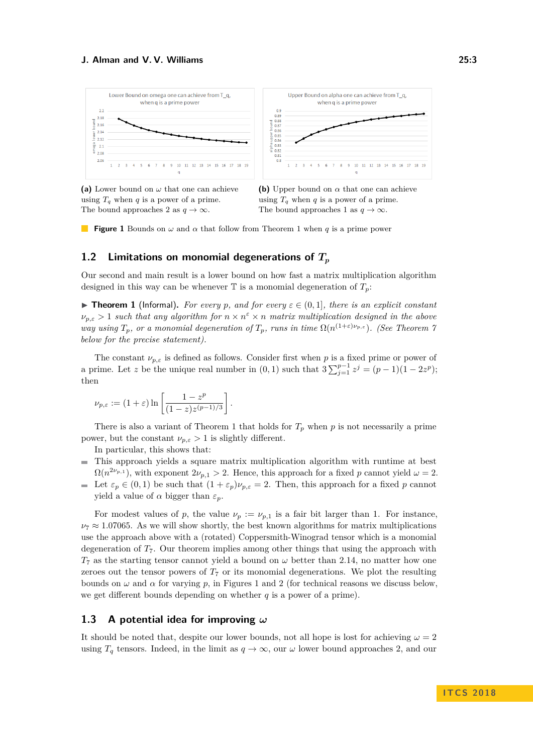**(a)** Lower bound on $\omega$ that one can achieve using $T_q$ when $q$ is a power of a prime. The bound approaches 2 as $q \to \infty$.

**(b)** Upper bound on $\alpha$ that one can achieve using $T_q$ when $q$ is a power of a prime. The bound approaches 1 as $q \to \infty$.

**Figure 1** Bounds on $\omega$ and $\alpha$ that follow from Theorem 1 when $q$ is a prime power

## 1.2 Limitations on monomial degenerations of $T_p$

Our second and main result is a lower bound on how fast a matrix multiplication algorithm designed in this way can be whenever $\mathbb{T}$ is a monomial degeneration of $T_p$:

▶ **Theorem 1** (Informal). *For every $p$, and for every $\varepsilon \in (0, 1]$, there is an explicit constant $\nu_{p,\varepsilon} > 1$ such that any algorithm for $n \times n^{\varepsilon} \times n$ matrix multiplication designed in the above way using $T_p$, or a monomial degeneration of $T_p$, runs in time $\Omega(n^{(1+\varepsilon)\nu_{p,\varepsilon}})$. (See Theorem 7 below for the precise statement).*

The constant $\nu_{p,\varepsilon}$ is defined as follows. Consider first when $p$ is a fixed prime or power of a prime. Let $z$ be the unique real number in $(0, 1)$ such that $3\sum_{j=1}^{p-1} z^j = (p-1)(1-2z^p)$; then

$$\nu_{p,\varepsilon} := (1+\varepsilon)\ln\left[\frac{1-z^p}{(1-z)z^{(p-1)/3}}\right].$$

There is also a variant of Theorem 1 that holds for $T_p$ when $p$ is not necessarily a prime power, but the constant $\nu_{p,\varepsilon} > 1$ is slightly different.

In particular, this shows that:

- This approach yields a square matrix multiplication algorithm with runtime at best $\Omega(n^{2\nu_{p,1}})$, with exponent $2\nu_{p,1} > 2$. Hence, this approach for a fixed $p$ cannot yield $\omega = 2$.
- Let $\varepsilon_p \in (0, 1)$ be such that $(1+\varepsilon_p)\nu_{p,\varepsilon} = 2$. Then, this approach for a fixed $p$ cannot yield a value of $\alpha$ bigger than $\varepsilon_p$.

For modest values of $p$, the value $\nu_p := \nu_{p,1}$ is a fair bit larger than 1. For instance, $\nu_7 \approx 1.07065$. As we will show shortly, the best known algorithms for matrix multiplications use the approach above with a (rotated) Coppersmith-Winograd tensor which is a monomial degeneration of $T_7$. Our theorem implies among other things that using the approach with $T_7$ as the starting tensor cannot yield a bound on $\omega$ better than 2.14, no matter how one zeroes out the tensor powers of $T_7$ or its monomial degenerations. We plot the resulting bounds on $\omega$ and $\alpha$ for varying $p$, in Figures 1 and 2 (for technical reasons we discuss below, we get different bounds depending on whether $q$ is a power of a prime).

## 1.3 A potential idea for improving $\omega$

It should be noted that, despite our lower bounds, not all hope is lost for achieving $\omega = 2$ using $T_q$ tensors. Indeed, in the limit as $q \to \infty$, our $\omega$ lower bound approaches 2, and our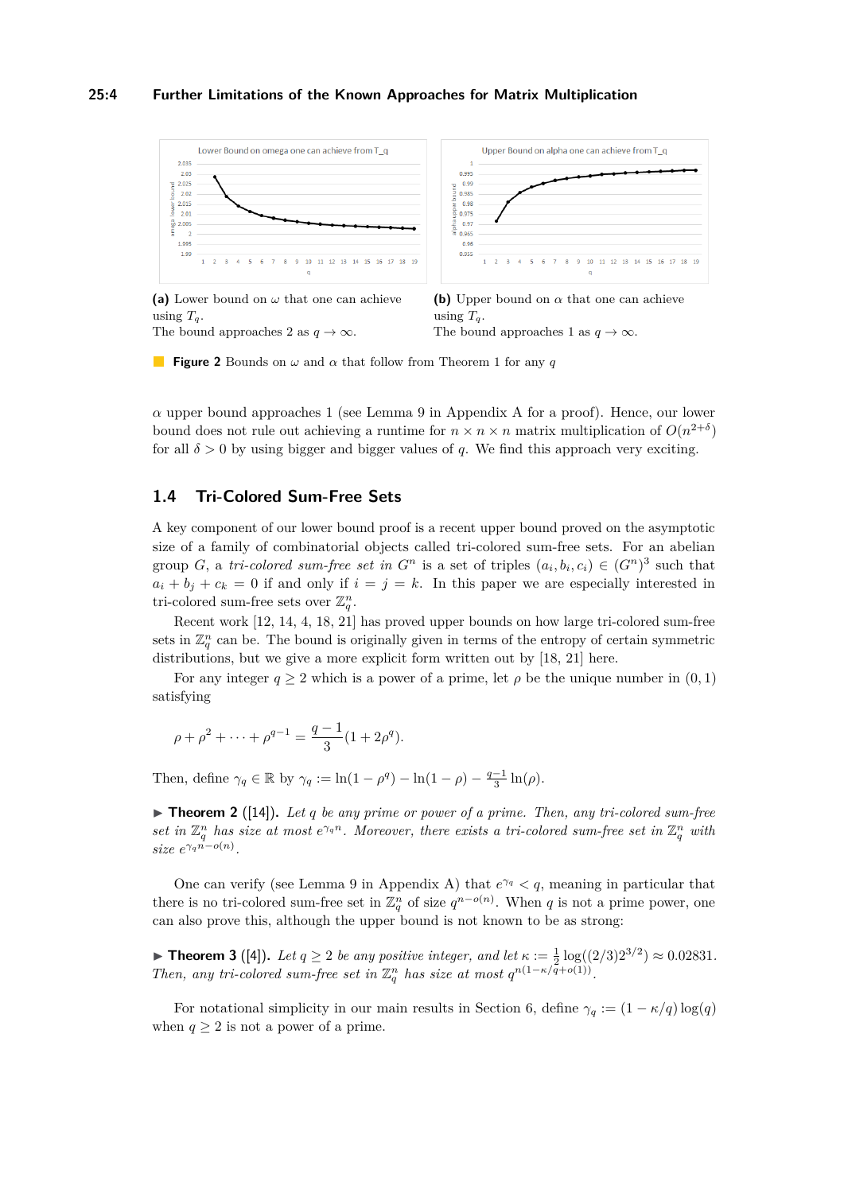(a) Lower bound on $\omega$ that one can achieve using $T_q$.
The bound approaches 2 as $q \to \infty$.

(b) Upper bound on $\alpha$ that one can achieve using $T_q$.
The bound approaches 1 as $q \to \infty$.

**Figure 2** Bounds on $\omega$ and $\alpha$ that follow from Theorem 1 for any $q$

$\alpha$ upper bound approaches 1 (see Lemma 9 in Appendix A for a proof). Hence, our lower bound does not rule out achieving a runtime for $n \times n \times n$ matrix multiplication of $O(n^{2+\delta})$ for all $\delta > 0$ by using bigger and bigger values of $q$. We find this approach very exciting.

## 1.4 Tri-Colored Sum-Free Sets

A key component of our lower bound proof is a recent upper bound proved on the asymptotic size of a family of combinatorial objects called tri-colored sum-free sets. For an abelian group $G$, a *tri-colored sum-free set in* $G^n$ is a set of triples $(a_i, b_i, c_i) \in (G^n)^3$ such that $a_i + b_j + c_k = 0$ if and only if $i = j = k$. In this paper we are especially interested in tri-colored sum-free sets over $\mathbb{Z}_q^n$.

Recent work [12, 14, 4, 18, 21] has proved upper bounds on how large tri-colored sum-free sets in $\mathbb{Z}_q^n$ can be. The bound is originally given in terms of the entropy of certain symmetric distributions, but we give a more explicit form written out by [18, 21] here.

For any integer $q \geq 2$ which is a power of a prime, let $\rho$ be the unique number in $(0, 1)$ satisfying

$$\rho + \rho^2 + \cdots + \rho^{q-1} = \frac{q-1}{3}(1 + 2\rho^q).$$

Then, define $\gamma_q \in \mathbb{R}$ by $\gamma_q := \ln(1 - \rho^q) - \ln(1 - \rho) - \frac{q-1}{3}\ln(\rho)$.

▶ **Theorem 2** ([14]). *Let $q$ be any prime or power of a prime. Then, any tri-colored sum-free set in $\mathbb{Z}_q^n$ has size at most $e^{\gamma_q n}$. Moreover, there exists a tri-colored sum-free set in $\mathbb{Z}_q^n$ with size $e^{\gamma_q n - o(n)}$.*

One can verify (see Lemma 9 in Appendix A) that $e^{\gamma_q} < q$, meaning in particular that there is no tri-colored sum-free set in $\mathbb{Z}_q^n$ of size $q^{n-o(n)}$. When $q$ is not a prime power, one can also prove this, although the upper bound is not known to be as strong:

▶ **Theorem 3** ([4]). *Let $q \geq 2$ be any positive integer, and let $\kappa := \frac{1}{2}\log((2/3)2^{3/2}) \approx 0.02831$. Then, any tri-colored sum-free set in $\mathbb{Z}_q^n$ has size at most $q^{n(1-\kappa/q+o(1))}$.*

For notational simplicity in our main results in Section 6, define $\gamma_q := (1 - \kappa/q)\log(q)$ when $q \geq 2$ is not a power of a prime.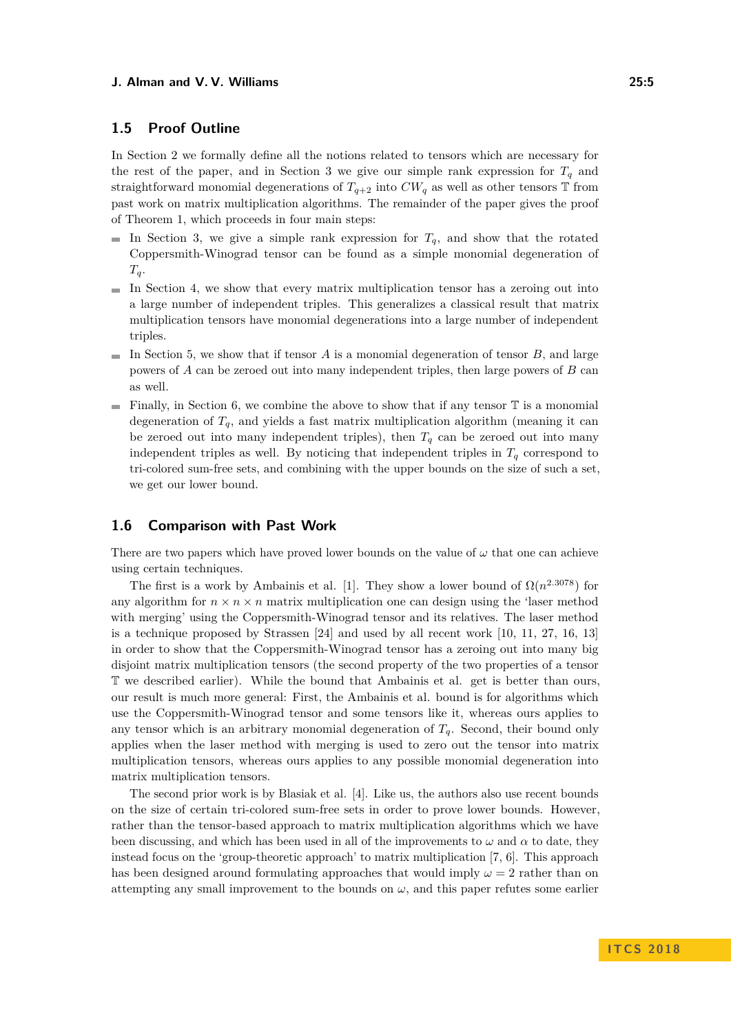### 1.5 Proof Outline

In Section 2 we formally define all the notions related to tensors which are necessary for the rest of the paper, and in Section 3 we give our simple rank expression for $T_q$ and straightforward monomial degenerations of $T_{q+2}$ into $CW_q$ as well as other tensors $\mathbb{T}$ from past work on matrix multiplication algorithms. The remainder of the paper gives the proof of Theorem 1, which proceeds in four main steps:

- In Section 3, we give a simple rank expression for $T_q$, and show that the rotated Coppersmith-Winograd tensor can be found as a simple monomial degeneration of $T_q$.
- In Section 4, we show that every matrix multiplication tensor has a zeroing out into a large number of independent triples. This generalizes a classical result that matrix multiplication tensors have monomial degenerations into a large number of independent triples.
- In Section 5, we show that if tensor $A$ is a monomial degeneration of tensor $B$, and large powers of $A$ can be zeroed out into many independent triples, then large powers of $B$ can as well.
- Finally, in Section 6, we combine the above to show that if any tensor $\mathbb{T}$ is a monomial degeneration of $T_q$, and yields a fast matrix multiplication algorithm (meaning it can be zeroed out into many independent triples), then $T_q$ can be zeroed out into many independent triples as well. By noticing that independent triples in $T_q$ correspond to tri-colored sum-free sets, and combining with the upper bounds on the size of such a set, we get our lower bound.

### 1.6 Comparison with Past Work

There are two papers which have proved lower bounds on the value of $\omega$ that one can achieve using certain techniques.

The first is a work by Ambainis et al. [1]. They show a lower bound of $\Omega(n^{2.3078})$ for any algorithm for $n \times n \times n$ matrix multiplication one can design using the 'laser method with merging' using the Coppersmith-Winograd tensor and its relatives. The laser method is a technique proposed by Strassen [24] and used by all recent work [10, 11, 27, 16, 13] in order to show that the Coppersmith-Winograd tensor has a zeroing out into many big disjoint matrix multiplication tensors (the second property of the two properties of a tensor $\mathbb{T}$ we described earlier). While the bound that Ambainis et al. get is better than ours, our result is much more general: First, the Ambainis et al. bound is for algorithms which use the Coppersmith-Winograd tensor and some tensors like it, whereas ours applies to any tensor which is an arbitrary monomial degeneration of $T_q$. Second, their bound only applies when the laser method with merging is used to zero out the tensor into matrix multiplication tensors, whereas ours applies to any possible monomial degeneration into matrix multiplication tensors.

The second prior work is by Blasiak et al. [4]. Like us, the authors also use recent bounds on the size of certain tri-colored sum-free sets in order to prove lower bounds. However, rather than the tensor-based approach to matrix multiplication algorithms which we have been discussing, and which has been used in all of the improvements to $\omega$ and $\alpha$ to date, they instead focus on the 'group-theoretic approach' to matrix multiplication [7, 6]. This approach has been designed around formulating approaches that would imply $\omega = 2$ rather than on attempting any small improvement to the bounds on $\omega$, and this paper refutes some earlier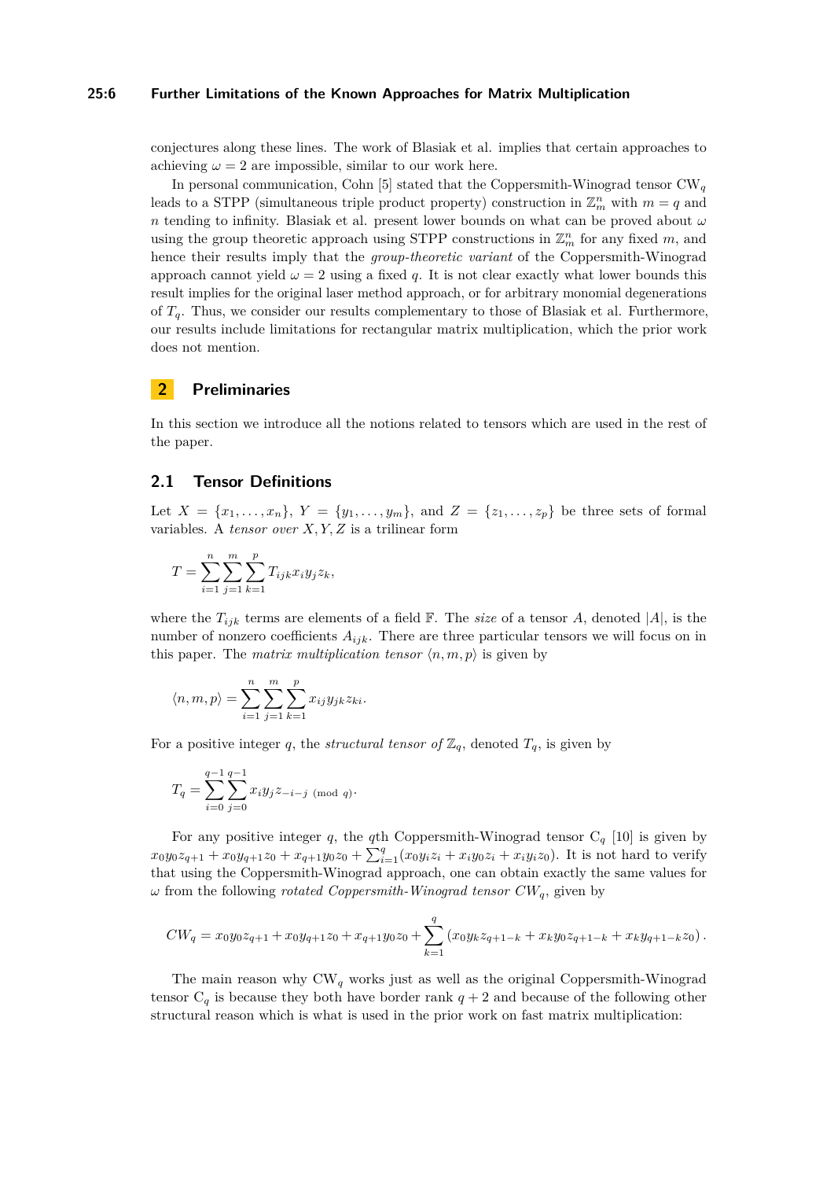conjectures along these lines. The work of Blasiak et al. implies that certain approaches to achieving $\omega = 2$ are impossible, similar to our work here.

In personal communication, Cohn [5] stated that the Coppersmith-Winograd tensor $\mathrm{CW}_q$ leads to a STPP (simultaneous triple product property) construction in $\mathbb{Z}_m^n$ with $m = q$ and $n$ tending to infinity. Blasiak et al. present lower bounds on what can be proved about $\omega$ using the group theoretic approach using STPP constructions in $\mathbb{Z}_m^n$ for any fixed $m$, and hence their results imply that the *group-theoretic variant* of the Coppersmith-Winograd approach cannot yield $\omega = 2$ using a fixed $q$. It is not clear exactly what lower bounds this result implies for the original laser method approach, or for arbitrary monomial degenerations of $T_q$. Thus, we consider our results complementary to those of Blasiak et al. Furthermore, our results include limitations for rectangular matrix multiplication, which the prior work does not mention.

## 2 Preliminaries

In this section we introduce all the notions related to tensors which are used in the rest of the paper.

### 2.1 Tensor Definitions

Let $X = \{x_1, \ldots, x_n\}$, $Y = \{y_1, \ldots, y_m\}$, and $Z = \{z_1, \ldots, z_p\}$ be three sets of formal variables. A *tensor over* $X, Y, Z$ is a trilinear form

$$T = \sum_{i=1}^{n} \sum_{j=1}^{m} \sum_{k=1}^{p} T_{ijk} x_i y_j z_k,$$

where the $T_{ijk}$ terms are elements of a field $\mathbb{F}$. The *size* of a tensor $A$, denoted $|A|$, is the number of nonzero coefficients $A_{ijk}$. There are three particular tensors we will focus on in this paper. The *matrix multiplication tensor* $\langle n, m, p \rangle$ is given by

$$\langle n, m, p \rangle = \sum_{i=1}^{n} \sum_{j=1}^{m} \sum_{k=1}^{p} x_{ij} y_{jk} z_{ki}.$$

For a positive integer $q$, the *structural tensor of* $\mathbb{Z}_q$, denoted $T_q$, is given by

$$T_q = \sum_{i=0}^{q-1} \sum_{j=0}^{q-1} x_i y_j z_{-i-j \pmod{q}}.$$

For any positive integer $q$, the $q$th Coppersmith-Winograd tensor $\mathrm{C}_q$ [10] is given by $x_0 y_0 z_{q+1} + x_0 y_{q+1} z_0 + x_{q+1} y_0 z_0 + \sum_{i=1}^{q} (x_0 y_i z_i + x_i y_0 z_i + x_i y_i z_0)$. It is not hard to verify that using the Coppersmith-Winograd approach, one can obtain exactly the same values for $\omega$ from the following *rotated Coppersmith-Winograd tensor* $CW_q$, given by

$$CW_q = x_0 y_0 z_{q+1} + x_0 y_{q+1} z_0 + x_{q+1} y_0 z_0 + \sum_{k=1}^{q} \left( x_0 y_k z_{q+1-k} + x_k y_0 z_{q+1-k} + x_k y_{q+1-k} z_0 \right).$$

The main reason why $\mathrm{CW}_q$ works just as well as the original Coppersmith-Winograd tensor $\mathrm{C}_q$ is because they both have border rank $q + 2$ and because of the following other structural reason which is what is used in the prior work on fast matrix multiplication: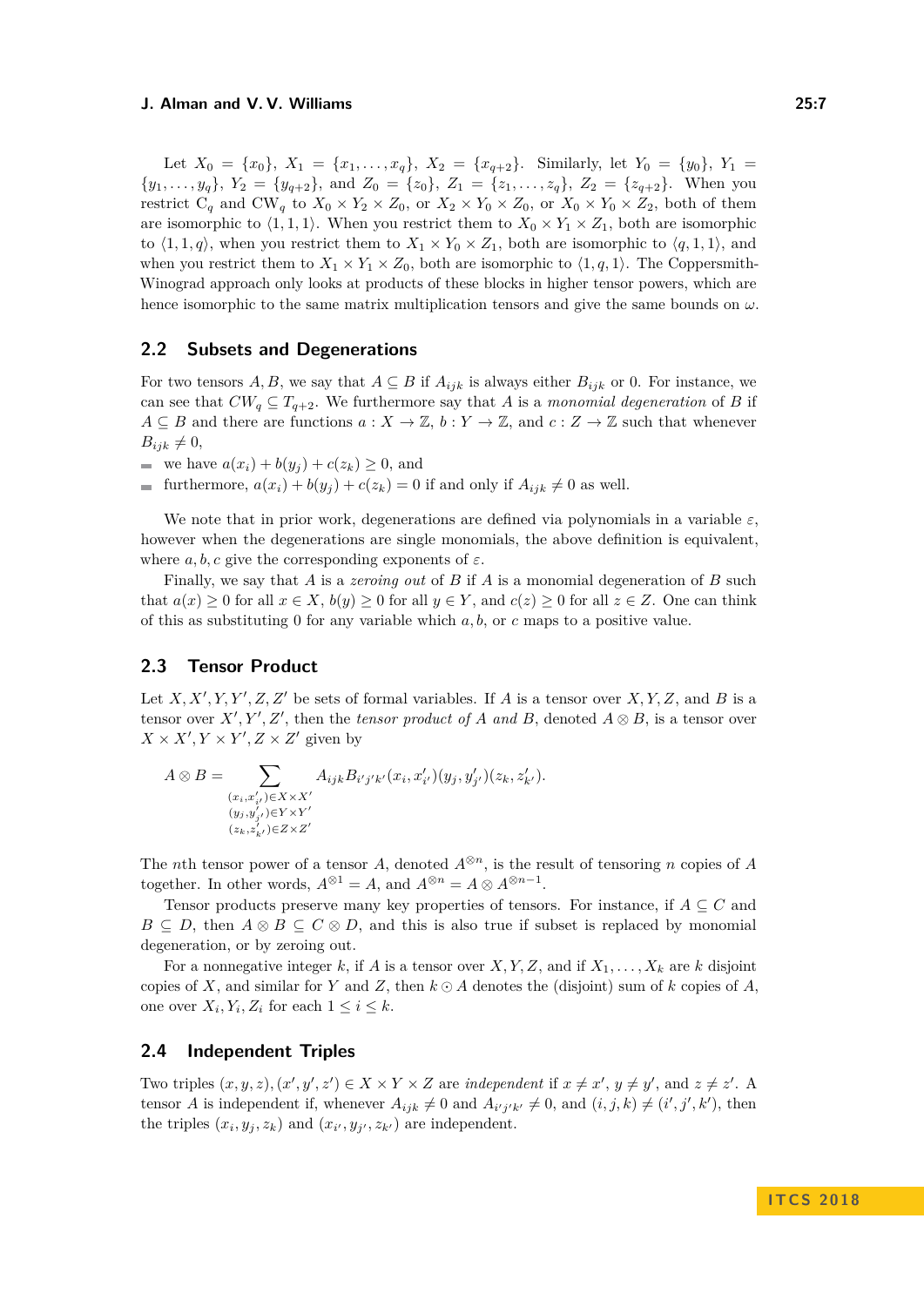Let $X_0 = \{x_0\}$, $X_1 = \{x_1, \ldots, x_q\}$, $X_2 = \{x_{q+2}\}$. Similarly, let $Y_0 = \{y_0\}$, $Y_1 = \{y_1, \ldots, y_q\}$, $Y_2 = \{y_{q+2}\}$, and $Z_0 = \{z_0\}$, $Z_1 = \{z_1, \ldots, z_q\}$, $Z_2 = \{z_{q+2}\}$. When you restrict $\mathrm{C}_q$ and $\mathrm{CW}_q$ to $X_0 \times Y_2 \times Z_0$, or $X_2 \times Y_0 \times Z_0$, or $X_0 \times Y_0 \times Z_2$, both of them are isomorphic to $\langle 1, 1, 1 \rangle$. When you restrict them to $X_0 \times Y_1 \times Z_1$, both are isomorphic to $\langle 1, 1, q \rangle$, when you restrict them to $X_1 \times Y_0 \times Z_1$, both are isomorphic to $\langle q, 1, 1 \rangle$, and when you restrict them to $X_1 \times Y_1 \times Z_0$, both are isomorphic to $\langle 1, q, 1 \rangle$. The Coppersmith-Winograd approach only looks at products of these blocks in higher tensor powers, which are hence isomorphic to the same matrix multiplication tensors and give the same bounds on $\omega$.

## 2.2 Subsets and Degenerations

For two tensors $A, B$, we say that $A \subseteq B$ if $A_{ijk}$ is always either $B_{ijk}$ or 0. For instance, we can see that $CW_q \subseteq T_{q+2}$. We furthermore say that $A$ is a *monomial degeneration* of $B$ if $A \subseteq B$ and there are functions $a : X \to \mathbb{Z}$, $b : Y \to \mathbb{Z}$, and $c : Z \to \mathbb{Z}$ such that whenever $B_{ijk} \neq 0$,

- we have $a(x_i) + b(y_j) + c(z_k) \geq 0$, and
- furthermore, $a(x_i) + b(y_j) + c(z_k) = 0$ if and only if $A_{ijk} \neq 0$ as well.

We note that in prior work, degenerations are defined via polynomials in a variable $\varepsilon$, however when the degenerations are single monomials, the above definition is equivalent, where $a, b, c$ give the corresponding exponents of $\varepsilon$.

Finally, we say that $A$ is a *zeroing out* of $B$ if $A$ is a monomial degeneration of $B$ such that $a(x) \geq 0$ for all $x \in X$, $b(y) \geq 0$ for all $y \in Y$, and $c(z) \geq 0$ for all $z \in Z$. One can think of this as substituting 0 for any variable which $a, b,$ or $c$ maps to a positive value.

## 2.3 Tensor Product

Let $X, X', Y, Y', Z, Z'$ be sets of formal variables. If $A$ is a tensor over $X, Y, Z$, and $B$ is a tensor over $X', Y', Z'$, then the *tensor product of $A$ and $B$*, denoted $A \otimes B$, is a tensor over $X \times X', Y \times Y', Z \times Z'$ given by

$$A \otimes B = \sum_{\substack{(x_i, x'_{i'}) \in X \times X' \\ (y_j, y'_{j'}) \in Y \times Y' \\ (z_k, z'_{k'}) \in Z \times Z'}} A_{ijk} B_{i'j'k'} (x_i, x'_{i'})(y_j, y'_{j'})(z_k, z'_{k'}).$$

The $n$th tensor power of a tensor $A$, denoted $A^{\otimes n}$, is the result of tensoring $n$ copies of $A$ together. In other words, $A^{\otimes 1} = A$, and $A^{\otimes n} = A \otimes A^{\otimes n-1}$.

Tensor products preserve many key properties of tensors. For instance, if $A \subseteq C$ and $B \subseteq D$, then $A \otimes B \subseteq C \otimes D$, and this is also true if subset is replaced by monomial degeneration, or by zeroing out.

For a nonnegative integer $k$, if $A$ is a tensor over $X, Y, Z$, and if $X_1, \ldots, X_k$ are $k$ disjoint copies of $X$, and similar for $Y$ and $Z$, then $k \odot A$ denotes the (disjoint) sum of $k$ copies of $A$, one over $X_i, Y_i, Z_i$ for each $1 \leq i \leq k$.

## 2.4 Independent Triples

Two triples $(x, y, z), (x', y', z') \in X \times Y \times Z$ are *independent* if $x \neq x'$, $y \neq y'$, and $z \neq z'$. A tensor $A$ is independent if, whenever $A_{ijk} \neq 0$ and $A_{i'j'k'} \neq 0$, and $(i, j, k) \neq (i', j', k')$, then the triples $(x_i, y_j, z_k)$ and $(x_{i'}, y_{j'}, z_{k'})$ are independent.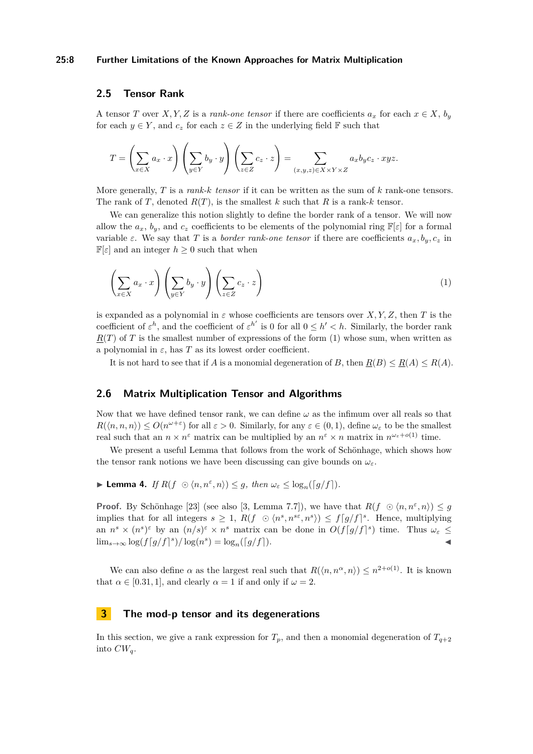## 2.5 Tensor Rank

A tensor $T$ over $X, Y, Z$ is a *rank-one tensor* if there are coefficients $a_x$ for each $x \in X$, $b_y$ for each $y \in Y$, and $c_z$ for each $z \in Z$ in the underlying field $\mathbb{F}$ such that

$$T = \left(\sum_{x \in X} a_x \cdot x\right)\left(\sum_{y \in Y} b_y \cdot y\right)\left(\sum_{z \in Z} c_z \cdot z\right) = \sum_{(x,y,z) \in X \times Y \times Z} a_x b_y c_z \cdot xyz.$$

More generally, $T$ is a *rank-$k$ tensor* if it can be written as the sum of $k$ rank-one tensors. The rank of $T$, denoted $R(T)$, is the smallest $k$ such that $R$ is a rank-$k$ tensor.

We can generalize this notion slightly to define the border rank of a tensor. We will now allow the $a_x$, $b_y$, and $c_z$ coefficients to be elements of the polynomial ring $\mathbb{F}[\varepsilon]$ for a formal variable $\varepsilon$. We say that $T$ is a *border rank-one tensor* if there are coefficients $a_x, b_y, c_z$ in $\mathbb{F}[\varepsilon]$ and an integer $h \geq 0$ such that when

$$\left(\sum_{x \in X} a_x \cdot x\right)\left(\sum_{y \in Y} b_y \cdot y\right)\left(\sum_{z \in Z} c_z \cdot z\right) \tag{1}$$

is expanded as a polynomial in $\varepsilon$ whose coefficients are tensors over $X, Y, Z$, then $T$ is the coefficient of $\varepsilon^h$, and the coefficient of $\varepsilon^{h'}$ is 0 for all $0 \leq h' < h$. Similarly, the border rank $\underline{R}(T)$ of $T$ is the smallest number of expressions of the form (1) whose sum, when written as a polynomial in $\varepsilon$, has $T$ as its lowest order coefficient.

It is not hard to see that if $A$ is a monomial degeneration of $B$, then $\underline{R}(B) \leq \underline{R}(A) \leq R(A)$.

## 2.6 Matrix Multiplication Tensor and Algorithms

Now that we have defined tensor rank, we can define $\omega$ as the infimum over all reals so that $R(\langle n, n, n\rangle) \leq O(n^{\omega+\varepsilon})$ for all $\varepsilon > 0$. Similarly, for any $\varepsilon \in (0, 1)$, define $\omega_\varepsilon$ to be the smallest real such that an $n \times n^\varepsilon$ matrix can be multiplied by an $n^\varepsilon \times n$ matrix in $n^{\omega_\varepsilon + o(1)}$ time.

We present a useful Lemma that follows from the work of Schönhage, which shows how the tensor rank notions we have been discussing can give bounds on $\omega_\varepsilon$.

▶ **Lemma 4.** *If $R(f \odot \langle n, n^\varepsilon, n\rangle) \leq g$, then $\omega_\varepsilon \leq \log_n(\lceil g/f \rceil)$.*

**Proof.** By Schönhage [23] (see also [3, Lemma 7.7]), we have that $R(f \odot \langle n, n^\varepsilon, n\rangle) \leq g$ implies that for all integers $s \geq 1$, $R(f \odot \langle n^s, n^{s\varepsilon}, n^s\rangle) \leq f\lceil g/f \rceil^s$. Hence, multiplying an $n^s \times (n^s)^\varepsilon$ by an $(n/s)^\varepsilon \times n^s$ matrix can be done in $O(f\lceil g/f \rceil^s)$ time. Thus $\omega_\varepsilon \leq \lim_{s\to\infty} \log(f\lceil g/f \rceil^s)/\log(n^s) = \log_n(\lceil g/f \rceil)$. ◀

We can also define $\alpha$ as the largest real such that $R(\langle n, n^\alpha, n\rangle) \leq n^{2+o(1)}$. It is known that $\alpha \in [0.31, 1]$, and clearly $\alpha = 1$ if and only if $\omega = 2$.

# 3 The mod-p tensor and its degenerations

In this section, we give a rank expression for $T_p$, and then a monomial degeneration of $T_{q+2}$ into $CW_q$.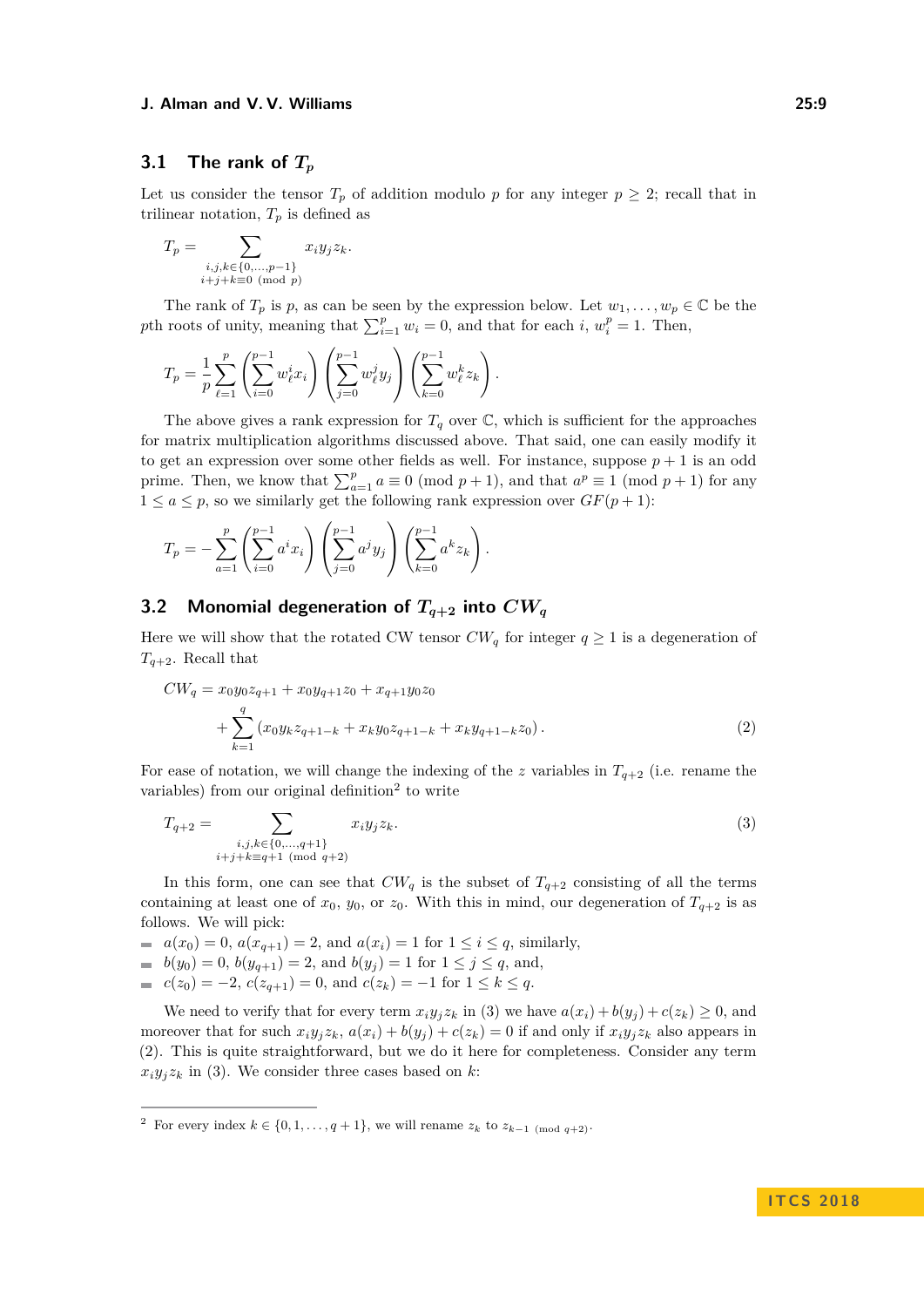### 3.1 The rank of $T_p$

Let us consider the tensor $T_p$ of addition modulo $p$ for any integer $p \geq 2$; recall that in trilinear notation, $T_p$ is defined as

$$T_p = \sum_{\substack{i,j,k \in \{0,\ldots,p-1\} \\ i+j+k \equiv 0 \pmod{p}}} x_i y_j z_k.$$

The rank of $T_p$ is $p$, as can be seen by the expression below. Let $w_1, \ldots, w_p \in \mathbb{C}$ be the $p$th roots of unity, meaning that $\sum_{i=1}^{p} w_i = 0$, and that for each $i$, $w_i^p = 1$. Then,

$$T_p = \frac{1}{p} \sum_{\ell=1}^{p} \left( \sum_{i=0}^{p-1} w_\ell^i x_i \right) \left( \sum_{j=0}^{p-1} w_\ell^j y_j \right) \left( \sum_{k=0}^{p-1} w_\ell^k z_k \right).$$

The above gives a rank expression for $T_q$ over $\mathbb{C}$, which is sufficient for the approaches for matrix multiplication algorithms discussed above. That said, one can easily modify it to get an expression over some other fields as well. For instance, suppose $p+1$ is an odd prime. Then, we know that $\sum_{a=1}^{p} a \equiv 0 \pmod{p+1}$, and that $a^p \equiv 1 \pmod{p+1}$ for any $1 \leq a \leq p$, so we similarly get the following rank expression over $GF(p+1)$:

$$T_p = -\sum_{a=1}^{p} \left( \sum_{i=0}^{p-1} a^i x_i \right) \left( \sum_{j=0}^{p-1} a^j y_j \right) \left( \sum_{k=0}^{p-1} a^k z_k \right).$$

### 3.2 Monomial degeneration of $T_{q+2}$ into $CW_q$

Here we will show that the rotated CW tensor $CW_q$ for integer $q \geq 1$ is a degeneration of $T_{q+2}$. Recall that

$$\begin{aligned} CW_q &= x_0 y_0 z_{q+1} + x_0 y_{q+1} z_0 + x_{q+1} y_0 z_0 \\ &\quad + \sum_{k=1}^{q} \left( x_0 y_k z_{q+1-k} + x_k y_0 z_{q+1-k} + x_k y_{q+1-k} z_0 \right). \end{aligned} \tag{2}$$

For ease of notation, we will change the indexing of the $z$ variables in $T_{q+2}$ (i.e. rename the variables) from our original definition[2] to write

$$T_{q+2} = \sum_{\substack{i,j,k \in \{0,\ldots,q+1\} \\ i+j+k \equiv q+1 \pmod{q+2}}} x_i y_j z_k. \tag{3}$$

In this form, one can see that $CW_q$ is the subset of $T_{q+2}$ consisting of all the terms containing at least one of $x_0$, $y_0$, or $z_0$. With this in mind, our degeneration of $T_{q+2}$ is as follows. We will pick:

- $a(x_0) = 0$, $a(x_{q+1}) = 2$, and $a(x_i) = 1$ for $1 \leq i \leq q$, similarly,
- $b(y_0) = 0$, $b(y_{q+1}) = 2$, and $b(y_j) = 1$ for $1 \leq j \leq q$, and,
- $c(z_0) = -2$, $c(z_{q+1}) = 0$, and $c(z_k) = -1$ for $1 \leq k \leq q$.

We need to verify that for every term $x_i y_j z_k$ in (3) we have $a(x_i) + b(y_j) + c(z_k) \geq 0$, and moreover that for such $x_i y_j z_k$, $a(x_i) + b(y_j) + c(z_k) = 0$ if and only if $x_i y_j z_k$ also appears in (2). This is quite straightforward, but we do it here for completeness. Consider any term $x_i y_j z_k$ in (3). We consider three cases based on $k$:

---

[2] For every index $k \in \{0, 1, \ldots, q+1\}$, we will rename $z_k$ to $z_{k-1 \pmod{q+2}}$.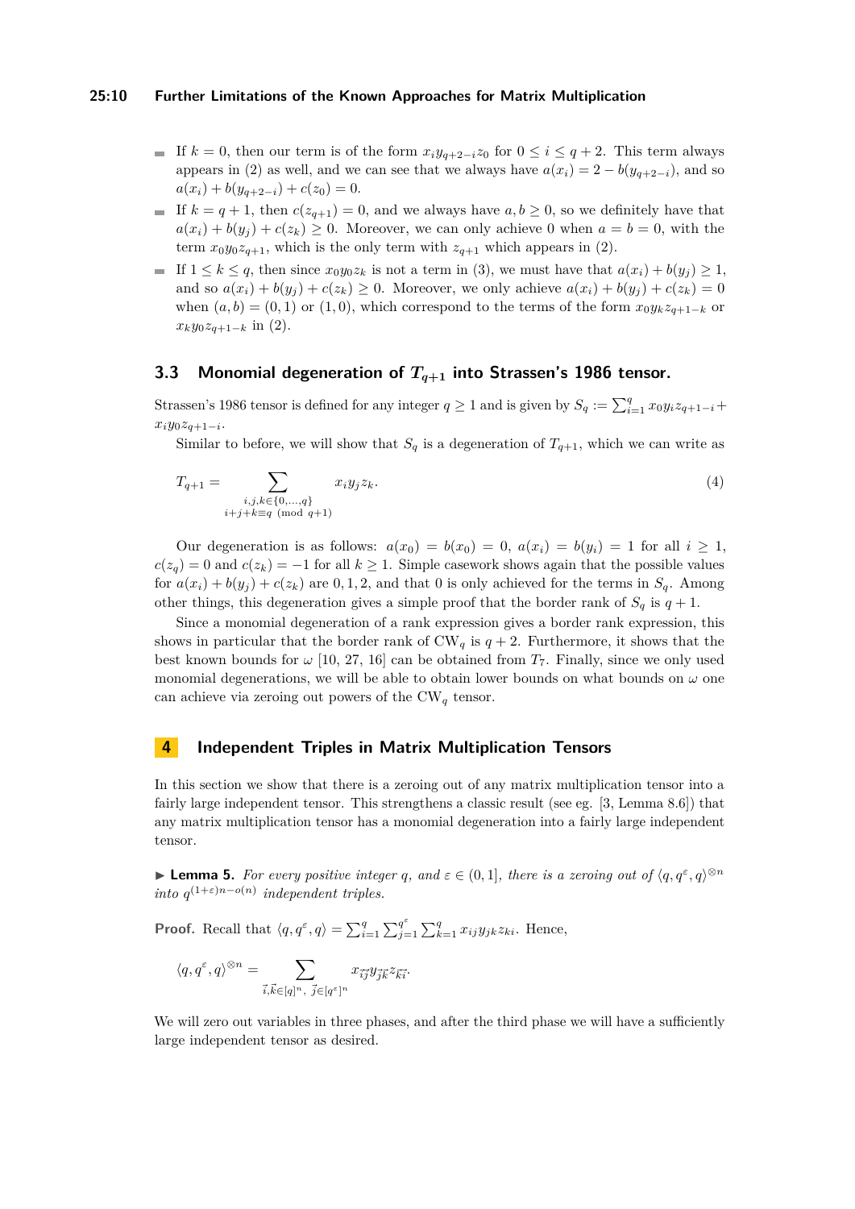- If $k = 0$, then our term is of the form $x_i y_{q+2-i} z_0$ for $0 \leq i \leq q+2$. This term always appears in (2) as well, and we can see that we always have $a(x_i) = 2 - b(y_{q+2-i})$, and so $a(x_i) + b(y_{q+2-i}) + c(z_0) = 0$.
- If $k = q+1$, then $c(z_{q+1}) = 0$, and we always have $a, b \geq 0$, so we definitely have that $a(x_i) + b(y_j) + c(z_k) \geq 0$. Moreover, we can only achieve 0 when $a = b = 0$, with the term $x_0 y_0 z_{q+1}$, which is the only term with $z_{q+1}$ which appears in (2).
- If $1 \leq k \leq q$, then since $x_0 y_0 z_k$ is not a term in (3), we must have that $a(x_i) + b(y_j) \geq 1$, and so $a(x_i) + b(y_j) + c(z_k) \geq 0$. Moreover, we only achieve $a(x_i) + b(y_j) + c(z_k) = 0$ when $(a, b) = (0, 1)$ or $(1, 0)$, which correspond to the terms of the form $x_0 y_k z_{q+1-k}$ or $x_k y_0 z_{q+1-k}$ in (2).

### 3.3 Monomial degeneration of $T_{q+1}$ into Strassen's 1986 tensor.

Strassen's 1986 tensor is defined for any integer $q \geq 1$ and is given by $S_q := \sum_{i=1}^{q} x_0 y_i z_{q+1-i} + x_i y_0 z_{q+1-i}$.

Similar to before, we will show that $S_q$ is a degeneration of $T_{q+1}$, which we can write as

$$T_{q+1} = \sum_{\substack{i,j,k \in \{0,\ldots,q\} \\ i+j+k \equiv q \pmod{q+1}}} x_i y_j z_k. \tag{4}$$

Our degeneration is as follows: $a(x_0) = b(x_0) = 0$, $a(x_i) = b(y_i) = 1$ for all $i \geq 1$, $c(z_q) = 0$ and $c(z_k) = -1$ for all $k \geq 1$. Simple casework shows again that the possible values for $a(x_i) + b(y_j) + c(z_k)$ are $0, 1, 2$, and that 0 is only achieved for the terms in $S_q$. Among other things, this degeneration gives a simple proof that the border rank of $S_q$ is $q+1$.

Since a monomial degeneration of a rank expression gives a border rank expression, this shows in particular that the border rank of $\mathrm{CW}_q$ is $q+2$. Furthermore, it shows that the best known bounds for $\omega$ [10, 27, 16] can be obtained from $T_7$. Finally, since we only used monomial degenerations, we will be able to obtain lower bounds on what bounds on $\omega$ one can achieve via zeroing out powers of the $\mathrm{CW}_q$ tensor.

## 4 Independent Triples in Matrix Multiplication Tensors

In this section we show that there is a zeroing out of any matrix multiplication tensor into a fairly large independent tensor. This strengthens a classic result (see eg. [3, Lemma 8.6]) that any matrix multiplication tensor has a monomial degeneration into a fairly large independent tensor.

**► Lemma 5.** *For every positive integer $q$, and $\varepsilon \in (0, 1]$, there is a zeroing out of $\langle q, q^{\varepsilon}, q\rangle^{\otimes n}$ into $q^{(1+\varepsilon)n - o(n)}$ independent triples.*

**Proof.** Recall that $\langle q, q^{\varepsilon}, q\rangle = \sum_{i=1}^{q} \sum_{j=1}^{q^{\varepsilon}} \sum_{k=1}^{q} x_{ij} y_{jk} z_{ki}$. Hence,

$$\langle q, q^{\varepsilon}, q\rangle^{\otimes n} = \sum_{\vec{i}, \vec{k} \in [q]^n,\ \vec{j} \in [q^{\varepsilon}]^n} x_{\vec{i}\vec{j}} y_{\vec{j}\vec{k}} z_{\vec{k}\vec{i}}.$$

We will zero out variables in three phases, and after the third phase we will have a sufficiently large independent tensor as desired.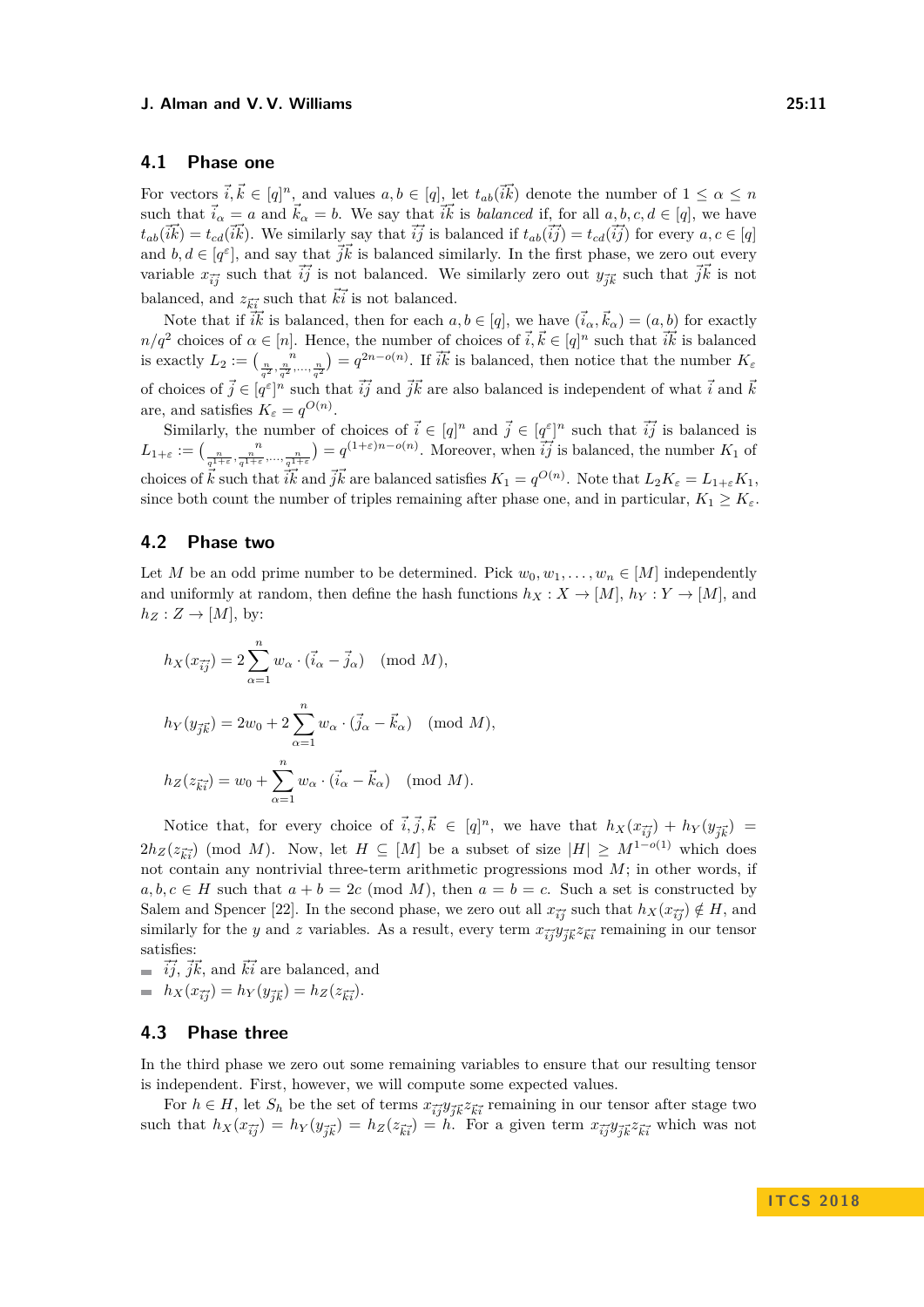## 4.1 Phase one

For vectors $\vec{i}, \vec{k} \in [q]^n$, and values $a, b \in [q]$, let $t_{ab}(\vec{ik})$ denote the number of $1 \leq \alpha \leq n$ such that $\vec{i}_\alpha = a$ and $\vec{k}_\alpha = b$. We say that $\vec{ik}$ is *balanced* if, for all $a, b, c, d \in [q]$, we have $t_{ab}(\vec{ik}) = t_{cd}(\vec{ik})$. We similarly say that $\vec{ij}$ is balanced if $t_{ab}(\vec{ij}) = t_{cd}(\vec{ij})$ for every $a, c \in [q]$ and $b, d \in [q^\varepsilon]$, and say that $\vec{jk}$ is balanced similarly. In the first phase, we zero out every variable $x_{\vec{ij}}$ such that $\vec{ij}$ is not balanced. We similarly zero out $y_{\vec{jk}}$ such that $\vec{jk}$ is not balanced, and $z_{\vec{ki}}$ such that $\vec{ki}$ is not balanced.

Note that if $\vec{ik}$ is balanced, then for each $a, b \in [q]$, we have $(\vec{i}_\alpha, \vec{k}_\alpha) = (a, b)$ for exactly $n/q^2$ choices of $\alpha \in [n]$. Hence, the number of choices of $\vec{i}, \vec{k} \in [q]^n$ such that $\vec{ik}$ is balanced is exactly $L_2 := \binom{n}{\frac{n}{q^2}, \frac{n}{q^2}, \ldots, \frac{n}{q^2}} = q^{2n - o(n)}$. If $\vec{ik}$ is balanced, then notice that the number $K_\varepsilon$ of choices of $\vec{j} \in [q^\varepsilon]^n$ such that $\vec{ij}$ and $\vec{jk}$ are also balanced is independent of what $\vec{i}$ and $\vec{k}$ are, and satisfies $K_\varepsilon = q^{O(n)}$.

Similarly, the number of choices of $\vec{i} \in [q]^n$ and $\vec{j} \in [q^\varepsilon]^n$ such that $\vec{ij}$ is balanced is $L_{1+\varepsilon} := \binom{n}{\frac{n}{q^{1+\varepsilon}}, \frac{n}{q^{1+\varepsilon}}, \ldots, \frac{n}{q^{1+\varepsilon}}} = q^{(1+\varepsilon)n - o(n)}$. Moreover, when $\vec{ij}$ is balanced, the number $K_1$ of choices of $\vec{k}$ such that $\vec{ik}$ and $\vec{jk}$ are balanced satisfies $K_1 = q^{O(n)}$. Note that $L_2 K_\varepsilon = L_{1+\varepsilon} K_1$, since both count the number of triples remaining after phase one, and in particular, $K_1 \geq K_\varepsilon$.

## 4.2 Phase two

Let $M$ be an odd prime number to be determined. Pick $w_0, w_1, \ldots, w_n \in [M]$ independently and uniformly at random, then define the hash functions $h_X : X \to [M]$, $h_Y : Y \to [M]$, and $h_Z : Z \to [M]$, by:

$$h_X(x_{\vec{ij}}) = 2 \sum_{\alpha=1}^{n} w_\alpha \cdot (\vec{i}_\alpha - \vec{j}_\alpha) \pmod{M},$$

$$h_Y(y_{\vec{jk}}) = 2w_0 + 2 \sum_{\alpha=1}^{n} w_\alpha \cdot (\vec{j}_\alpha - \vec{k}_\alpha) \pmod{M},$$

$$h_Z(z_{\vec{ki}}) = w_0 + \sum_{\alpha=1}^{n} w_\alpha \cdot (\vec{i}_\alpha - \vec{k}_\alpha) \pmod{M}.$$

Notice that, for every choice of $\vec{i}, \vec{j}, \vec{k} \in [q]^n$, we have that $h_X(x_{\vec{ij}}) + h_Y(y_{\vec{jk}}) = 2h_Z(z_{\vec{ki}}) \pmod{M}$. Now, let $H \subseteq [M]$ be a subset of size $|H| \geq M^{1-o(1)}$ which does not contain any nontrivial three-term arithmetic progressions mod $M$; in other words, if $a, b, c \in H$ such that $a + b = 2c \pmod{M}$, then $a = b = c$. Such a set is constructed by Salem and Spencer [22]. In the second phase, we zero out all $x_{\vec{ij}}$ such that $h_X(x_{\vec{ij}}) \notin H$, and similarly for the $y$ and $z$ variables. As a result, every term $x_{\vec{ij}} y_{\vec{jk}} z_{\vec{ki}}$ remaining in our tensor satisfies:

- $\vec{ij}$, $\vec{jk}$, and $\vec{ki}$ are balanced, and
- $h_X(x_{\vec{ij}}) = h_Y(y_{\vec{jk}}) = h_Z(z_{\vec{ki}})$.

## 4.3 Phase three

In the third phase we zero out some remaining variables to ensure that our resulting tensor is independent. First, however, we will compute some expected values.

For $h \in H$, let $S_h$ be the set of terms $x_{\vec{ij}} y_{\vec{jk}} z_{\vec{ki}}$ remaining in our tensor after stage two such that $h_X(x_{\vec{ij}}) = h_Y(y_{\vec{jk}}) = h_Z(z_{\vec{ki}}) = h$. For a given term $x_{\vec{ij}} y_{\vec{jk}} z_{\vec{ki}}$ which was not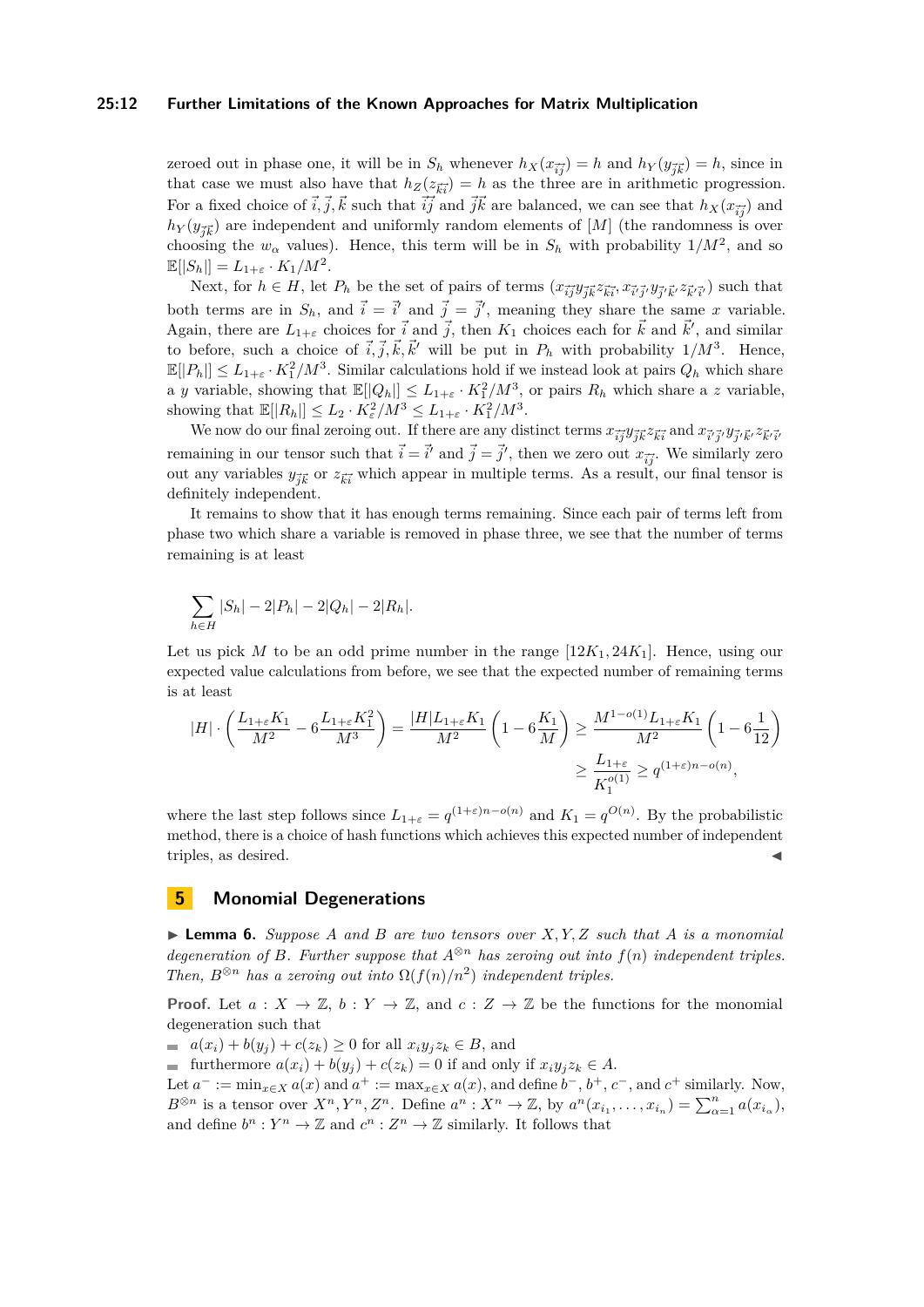zeroed out in phase one, it will be in $S_h$ whenever $h_X(x_{\vec{i}\vec{j}}) = h$ and $h_Y(y_{\vec{j}\vec{k}}) = h$, since in that case we must also have that $h_Z(z_{\vec{k}\vec{i}}) = h$ as the three are in arithmetic progression. For a fixed choice of $\vec{i}, \vec{j}, \vec{k}$ such that $\vec{i}\vec{j}$ and $\vec{j}\vec{k}$ are balanced, we can see that $h_X(x_{\vec{i}\vec{j}})$ and $h_Y(y_{\vec{j}\vec{k}})$ are independent and uniformly random elements of $[M]$ (the randomness is over choosing the $w_\alpha$ values). Hence, this term will be in $S_h$ with probability $1/M^2$, and so $\mathbb{E}[|S_h|] = L_{1+\varepsilon} \cdot K_1/M^2$.

Next, for $h \in H$, let $P_h$ be the set of pairs of terms $(x_{\vec{i}\vec{j}}y_{\vec{j}\vec{k}}z_{\vec{k}\vec{i}}, x_{\vec{i}'\vec{j}'}y_{\vec{j}'\vec{k}'}z_{\vec{k}'\vec{i}'})$ such that both terms are in $S_h$, and $\vec{i} = \vec{i}'$ and $\vec{j} = \vec{j}'$, meaning they share the same $x$ variable. Again, there are $L_{1+\varepsilon}$ choices for $\vec{i}$ and $\vec{j}$, then $K_1$ choices each for $\vec{k}$ and $\vec{k}'$, and similar to before, such a choice of $\vec{i}, \vec{j}, \vec{k}, \vec{k}'$ will be put in $P_h$ with probability $1/M^3$. Hence, $\mathbb{E}[|P_h|] \leq L_{1+\varepsilon} \cdot K_1^2/M^3$. Similar calculations hold if we instead look at pairs $Q_h$ which share a $y$ variable, showing that $\mathbb{E}[|Q_h|] \leq L_{1+\varepsilon} \cdot K_1^2/M^3$, or pairs $R_h$ which share a $z$ variable, showing that $\mathbb{E}[|R_h|] \leq L_2 \cdot K_\varepsilon^2/M^3 \leq L_{1+\varepsilon} \cdot K_1^2/M^3$.

We now do our final zeroing out. If there are any distinct terms $x_{\vec{i}\vec{j}}y_{\vec{j}\vec{k}}z_{\vec{k}\vec{i}}$ and $x_{\vec{i}'\vec{j}'}y_{\vec{j}'\vec{k}'}z_{\vec{k}'\vec{i}'}$ remaining in our tensor such that $\vec{i} = \vec{i}'$ and $\vec{j} = \vec{j}'$, then we zero out $x_{\vec{i}\vec{j}}$. We similarly zero out any variables $y_{\vec{j}\vec{k}}$ or $z_{\vec{k}\vec{i}}$ which appear in multiple terms. As a result, our final tensor is definitely independent.

It remains to show that it has enough terms remaining. Since each pair of terms left from phase two which share a variable is removed in phase three, we see that the number of terms remaining is at least

$$\sum_{h \in H} |S_h| - 2|P_h| - 2|Q_h| - 2|R_h|.$$

Let us pick $M$ to be an odd prime number in the range $[12K_1, 24K_1]$. Hence, using our expected value calculations from before, we see that the expected number of remaining terms is at least

$$|H| \cdot \left( \frac{L_{1+\varepsilon}K_1}{M^2} - 6\frac{L_{1+\varepsilon}K_1^2}{M^3} \right) = \frac{|H|L_{1+\varepsilon}K_1}{M^2}\left(1 - 6\frac{K_1}{M}\right) \geq \frac{M^{1-o(1)}L_{1+\varepsilon}K_1}{M^2}\left(1 - 6\frac{1}{12}\right)$$
$$\geq \frac{L_{1+\varepsilon}}{K_1^{o(1)}} \geq q^{(1+\varepsilon)n - o(n)},$$

where the last step follows since $L_{1+\varepsilon} = q^{(1+\varepsilon)n-o(n)}$ and $K_1 = q^{O(n)}$. By the probabilistic method, there is a choice of hash functions which achieves this expected number of independent triples, as desired. ◀

# 5 Monomial Degenerations

▶ **Lemma 6.** *Suppose $A$ and $B$ are two tensors over $X, Y, Z$ such that $A$ is a monomial degeneration of $B$. Further suppose that $A^{\otimes n}$ has zeroing out into $f(n)$ independent triples. Then, $B^{\otimes n}$ has a zeroing out into $\Omega(f(n)/n^2)$ independent triples.*

**Proof.** Let $a : X \to \mathbb{Z}$, $b : Y \to \mathbb{Z}$, and $c : Z \to \mathbb{Z}$ be the functions for the monomial degeneration such that

- $a(x_i) + b(y_j) + c(z_k) \geq 0$ for all $x_iy_jz_k \in B$, and
- furthermore $a(x_i) + b(y_j) + c(z_k) = 0$ if and only if $x_iy_jz_k \in A$.

Let $a^- := \min_{x \in X} a(x)$ and $a^+ := \max_{x \in X} a(x)$, and define $b^-$, $b^+$, $c^-$, and $c^+$ similarly. Now, $B^{\otimes n}$ is a tensor over $X^n, Y^n, Z^n$. Define $a^n : X^n \to \mathbb{Z}$, by $a^n(x_{i_1}, \ldots, x_{i_n}) = \sum_{\alpha=1}^n a(x_{i_\alpha})$, and define $b^n : Y^n \to \mathbb{Z}$ and $c^n : Z^n \to \mathbb{Z}$ similarly. It follows that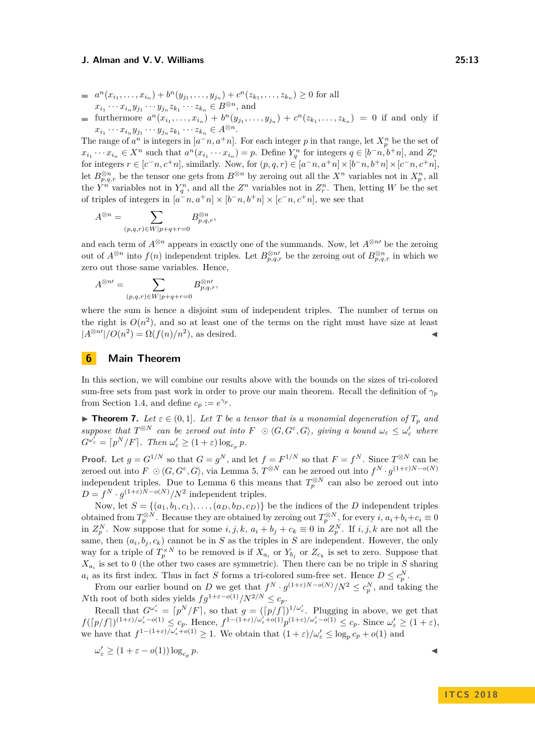- $a^n(x_{i_1}, \ldots, x_{i_n}) + b^n(y_{j_1}, \ldots, y_{j_n}) + c^n(z_{k_1}, \ldots, z_{k_n}) \geq 0$ for all $x_{i_1} \cdots x_{i_n} y_{j_1} \cdots y_{j_n} z_{k_1} \cdots z_{k_n} \in B^{\otimes n}$, and
- furthermore $a^n(x_{i_1}, \ldots, x_{i_n}) + b^n(y_{j_1}, \ldots, y_{j_n}) + c^n(z_{k_1}, \ldots, z_{k_n}) = 0$ if and only if $x_{i_1} \cdots x_{i_n} y_{j_1} \cdots y_{j_n} z_{k_1} \cdots z_{k_n} \in A^{\otimes n}$.

The range of $a^n$ is integers in $[a^- n, a^+ n]$. For each integer $p$ in that range, let $X_p^n$ be the set of $x_{i_1} \cdots x_{i_n} \in X^n$ such that $a^n(x_{i_1} \cdots x_{i_n}) = p$. Define $Y_q^n$ for integers $q \in [b^- n, b^+ n]$, and $Z_r^n$ for integers $r \in [c^- n, c^+ n]$, similarly. Now, for $(p, q, r) \in [a^- n, a^+ n] \times [b^- n, b^+ n] \times [c^- n, c^+ n]$, let $B_{p,q,r}^{\otimes n}$ be the tensor one gets from $B^{\otimes n}$ by zeroing out all the $X^n$ variables not in $X_p^n$, all the $Y^n$ variables not in $Y_q^n$, and all the $Z^n$ variables not in $Z_r^n$. Then, letting $W$ be the set of triples of integers in $[a^- n, a^+ n] \times [b^- n, b^+ n] \times [c^- n, c^+ n]$, we see that

$$A^{\otimes n} = \sum_{(p,q,r) \in W | p+q+r=0} B_{p,q,r}^{\otimes n},$$

and each term of $A^{\otimes n}$ appears in exactly one of the summands. Now, let $A^{\otimes n \prime}$ be the zeroing out of $A^{\otimes n}$ into $f(n)$ independent triples. Let $B_{p,q,r}^{\otimes n \prime}$ be the zeroing out of $B_{p,q,r}^{\otimes n}$ in which we zero out those same variables. Hence,

$$A^{\otimes n \prime} = \sum_{(p,q,r) \in W | p+q+r=0} B_{p,q,r}^{\otimes n \prime},$$

where the sum is hence a disjoint sum of independent triples. The number of terms on the right is $O(n^2)$, and so at least one of the terms on the right must have size at least $|A^{\otimes n \prime}|/O(n^2) = \Omega(f(n)/n^2)$, as desired. ◀

# 6 Main Theorem

In this section, we will combine our results above with the bounds on the sizes of tri-colored sum-free sets from past work in order to prove our main theorem. Recall the definition of $\gamma_p$ from Section 1.4, and define $c_p := e^{\gamma_p}$.

▶ **Theorem 7.** *Let $\varepsilon \in (0, 1]$. Let $T$ be a tensor that is a monomial degeneration of $T_p$ and suppose that $T^{\otimes N}$ can be zeroed out into $F \odot \langle G, G^\varepsilon, G \rangle$, giving a bound $\omega_\varepsilon \leq \omega'_\varepsilon$ where $G^{\omega'_\varepsilon} = \lceil p^N / F \rceil$. Then $\omega'_\varepsilon \geq (1 + \varepsilon) \log_{c_p} p$.*

**Proof.** Let $g = G^{1/N}$ so that $G = g^N$, and let $f = F^{1/N}$ so that $F = f^N$. Since $T^{\otimes N}$ can be zeroed out into $F \odot \langle G, G^\varepsilon, G \rangle$, via Lemma 5, $T^{\otimes N}$ can be zeroed out into $f^N \cdot g^{(1+\varepsilon)N - o(N)}$ independent triples. Due to Lemma 6 this means that $T_p^{\otimes N}$ can also be zeroed out into $D = f^N \cdot g^{(1+\varepsilon)N - o(N)}/N^2$ independent triples.

Now, let $S = \{(a_1, b_1, c_1), \ldots, (a_D, b_D, c_D)\}$ be the indices of the $D$ independent triples obtained from $T_p^{\otimes N}$. Because they are obtained by zeroing out $T_p^{\otimes N}$, for every $i$, $a_i + b_i + c_i \equiv 0$ in $Z_p^N$. Now suppose that for some $i, j, k$, $a_i + b_j + c_k \equiv 0$ in $Z_p^N$. If $i, j, k$ are not all the same, then $(a_i, b_j, c_k)$ cannot be in $S$ as the triples in $S$ are independent. However, the only way for a triple of $T_p^{\times N}$ to be removed is if $X_{a_i}$ or $Y_{b_j}$ or $Z_{c_k}$ is set to zero. Suppose that $X_{a_i}$ is set to 0 (the other two cases are symmetric). Then there can be no triple in $S$ sharing $a_i$ as its first index. Thus in fact $S$ forms a tri-colored sum-free set. Hence $D \leq c_p^N$.

From our earlier bound on $D$ we get that $f^N \cdot g^{(1+\varepsilon)N - o(N)}/N^2 \leq c_p^N$, and taking the $N$th root of both sides yields $f g^{1+\varepsilon - o(1)}/N^{2/N} \leq c_p$.

Recall that $G^{\omega'_\varepsilon} = \lceil p^N / F \rceil$, so that $g = (\lceil p/f \rceil)^{1/\omega'_\varepsilon}$. Plugging in above, we get that $f(\lceil p/f \rceil)^{(1+\varepsilon)/\omega'_\varepsilon - o(1)} \leq c_p$. Hence, $f^{1-(1+\varepsilon)/\omega'_\varepsilon + o(1)} p^{(1+\varepsilon)/\omega'_\varepsilon - o(1)} \leq c_p$. Since $\omega'_\varepsilon \geq (1+\varepsilon)$, we have that $f^{1-(1+\varepsilon)/\omega'_\varepsilon + o(1)} \geq 1$. We obtain that $(1+\varepsilon)/\omega'_\varepsilon \leq \log_p c_p + o(1)$ and

$$\omega'_\varepsilon \geq (1 + \varepsilon - o(1)) \log_{c_p} p.$$

◀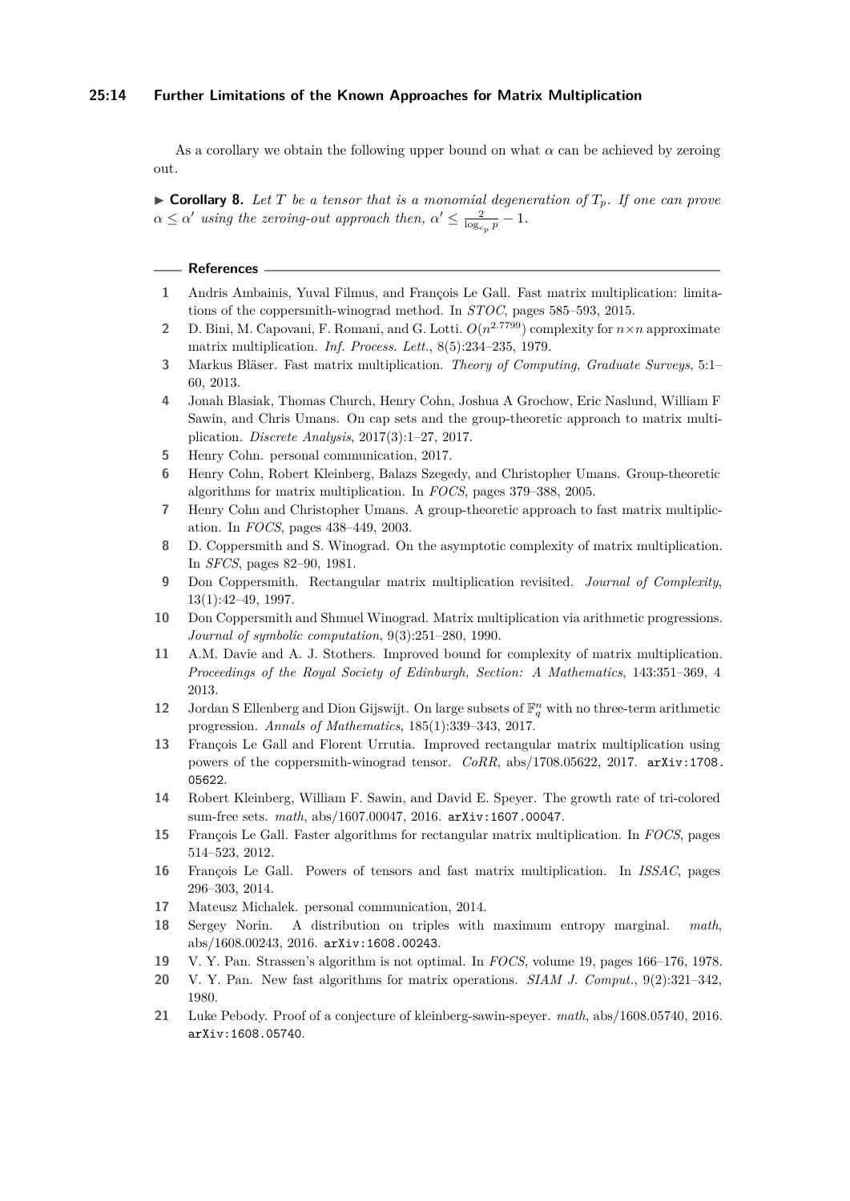As a corollary we obtain the following upper bound on what $\alpha$ can be achieved by zeroing out.

▶ **Corollary 8.** *Let $T$ be a tensor that is a monomial degeneration of $T_p$. If one can prove $\alpha \leq \alpha'$ using the zeroing-out approach then, $\alpha' \leq \frac{2}{\log_{c_p} p} - 1$.*

## References

1. Andris Ambainis, Yuval Filmus, and François Le Gall. Fast matrix multiplication: limitations of the coppersmith-winograd method. In *STOC*, pages 585–593, 2015.
2. D. Bini, M. Capovani, F. Romani, and G. Lotti. $O(n^{2.7799})$ complexity for $n \times n$ approximate matrix multiplication. *Inf. Process. Lett.*, 8(5):234–235, 1979.
3. Markus Bläser. Fast matrix multiplication. *Theory of Computing, Graduate Surveys*, 5:1–60, 2013.
4. Jonah Blasiak, Thomas Church, Henry Cohn, Joshua A Grochow, Eric Naslund, William F Sawin, and Chris Umans. On cap sets and the group-theoretic approach to matrix multiplication. *Discrete Analysis*, 2017(3):1–27, 2017.
5. Henry Cohn. personal communication, 2017.
6. Henry Cohn, Robert Kleinberg, Balazs Szegedy, and Christopher Umans. Group-theoretic algorithms for matrix multiplication. In *FOCS*, pages 379–388, 2005.
7. Henry Cohn and Christopher Umans. A group-theoretic approach to fast matrix multiplication. In *FOCS*, pages 438–449, 2003.
8. D. Coppersmith and S. Winograd. On the asymptotic complexity of matrix multiplication. In *SFCS*, pages 82–90, 1981.
9. Don Coppersmith. Rectangular matrix multiplication revisited. *Journal of Complexity*, 13(1):42–49, 1997.
10. Don Coppersmith and Shmuel Winograd. Matrix multiplication via arithmetic progressions. *Journal of symbolic computation*, 9(3):251–280, 1990.
11. A.M. Davie and A. J. Stothers. Improved bound for complexity of matrix multiplication. *Proceedings of the Royal Society of Edinburgh, Section: A Mathematics*, 143:351–369, 4 2013.
12. Jordan S Ellenberg and Dion Gijswijt. On large subsets of $\mathbb{F}_q^n$ with no three-term arithmetic progression. *Annals of Mathematics*, 185(1):339–343, 2017.
13. François Le Gall and Florent Urrutia. Improved rectangular matrix multiplication using powers of the coppersmith-winograd tensor. *CoRR*, abs/1708.05622, 2017. arXiv:1708.05622.
14. Robert Kleinberg, William F. Sawin, and David E. Speyer. The growth rate of tri-colored sum-free sets. *math*, abs/1607.00047, 2016. arXiv:1607.00047.
15. François Le Gall. Faster algorithms for rectangular matrix multiplication. In *FOCS*, pages 514–523, 2012.
16. François Le Gall. Powers of tensors and fast matrix multiplication. In *ISSAC*, pages 296–303, 2014.
17. Mateusz Michalek. personal communication, 2014.
18. Sergey Norin. A distribution on triples with maximum entropy marginal. *math*, abs/1608.00243, 2016. arXiv:1608.00243.
19. V. Y. Pan. Strassen's algorithm is not optimal. In *FOCS*, volume 19, pages 166–176, 1978.
20. V. Y. Pan. New fast algorithms for matrix operations. *SIAM J. Comput.*, 9(2):321–342, 1980.
21. Luke Pebody. Proof of a conjecture of kleinberg-sawin-speyer. *math*, abs/1608.05740, 2016. arXiv:1608.05740.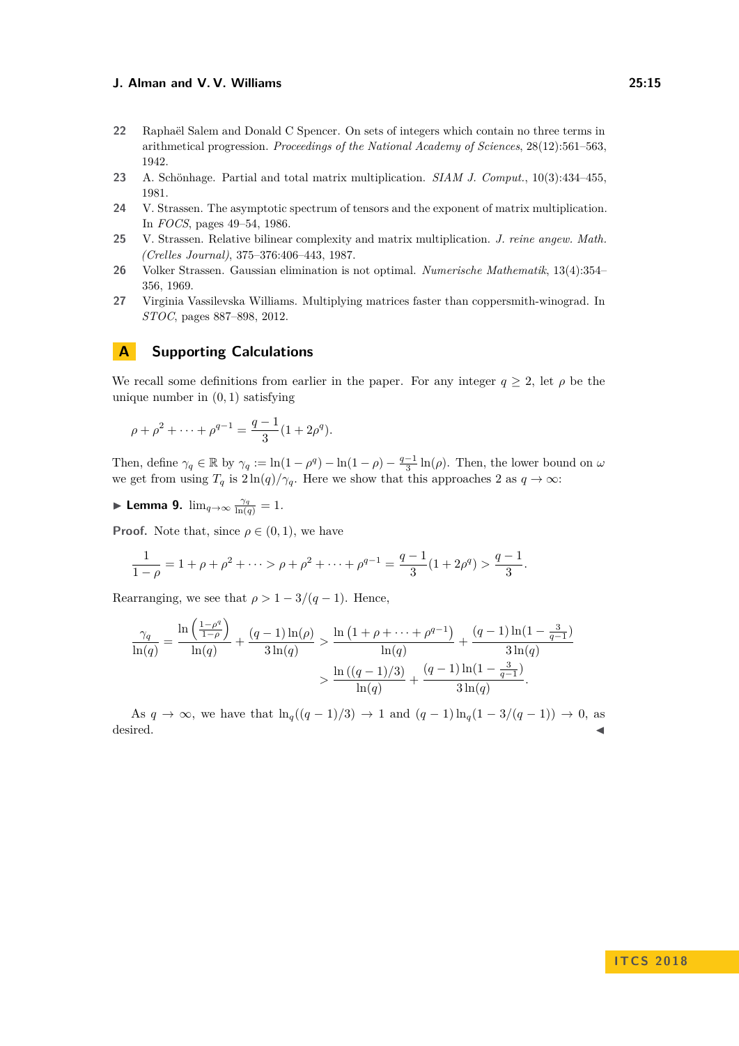22 Raphaël Salem and Donald C Spencer. On sets of integers which contain no three terms in arithmetical progression. *Proceedings of the National Academy of Sciences*, 28(12):561–563, 1942.

23 A. Schönhage. Partial and total matrix multiplication. *SIAM J. Comput.*, 10(3):434–455, 1981.

24 V. Strassen. The asymptotic spectrum of tensors and the exponent of matrix multiplication. In *FOCS*, pages 49–54, 1986.

25 V. Strassen. Relative bilinear complexity and matrix multiplication. *J. reine angew. Math. (Crelles Journal)*, 375–376:406–443, 1987.

26 Volker Strassen. Gaussian elimination is not optimal. *Numerische Mathematik*, 13(4):354–356, 1969.

27 Virginia Vassilevska Williams. Multiplying matrices faster than coppersmith-winograd. In *STOC*, pages 887–898, 2012.

# A Supporting Calculations

We recall some definitions from earlier in the paper. For any integer $q \geq 2$, let $\rho$ be the unique number in $(0, 1)$ satisfying

$$\rho + \rho^2 + \cdots + \rho^{q-1} = \frac{q-1}{3}(1 + 2\rho^q).$$

Then, define $\gamma_q \in \mathbb{R}$ by $\gamma_q := \ln(1 - \rho^q) - \ln(1 - \rho) - \frac{q-1}{3}\ln(\rho)$. Then, the lower bound on $\omega$ we get from using $T_q$ is $2\ln(q)/\gamma_q$. Here we show that this approaches 2 as $q \to \infty$:

▶ **Lemma 9.** $\lim_{q\to\infty} \frac{\gamma_q}{\ln(q)} = 1$.

**Proof.** Note that, since $\rho \in (0, 1)$, we have

$$\frac{1}{1-\rho} = 1 + \rho + \rho^2 + \cdots > \rho + \rho^2 + \cdots + \rho^{q-1} = \frac{q-1}{3}(1 + 2\rho^q) > \frac{q-1}{3}.$$

Rearranging, we see that $\rho > 1 - 3/(q - 1)$. Hence,

$$\frac{\gamma_q}{\ln(q)} = \frac{\ln\left(\frac{1-\rho^q}{1-\rho}\right)}{\ln(q)} + \frac{(q-1)\ln(\rho)}{3\ln(q)} > \frac{\ln\left(1 + \rho + \cdots + \rho^{q-1}\right)}{\ln(q)} + \frac{(q-1)\ln(1 - \frac{3}{q-1})}{3\ln(q)}$$
$$> \frac{\ln\left((q-1)/3\right)}{\ln(q)} + \frac{(q-1)\ln(1 - \frac{3}{q-1})}{3\ln(q)}.$$

As $q \to \infty$, we have that $\ln_q((q - 1)/3) \to 1$ and $(q - 1)\ln_q(1 - 3/(q - 1)) \to 0$, as desired. ◀